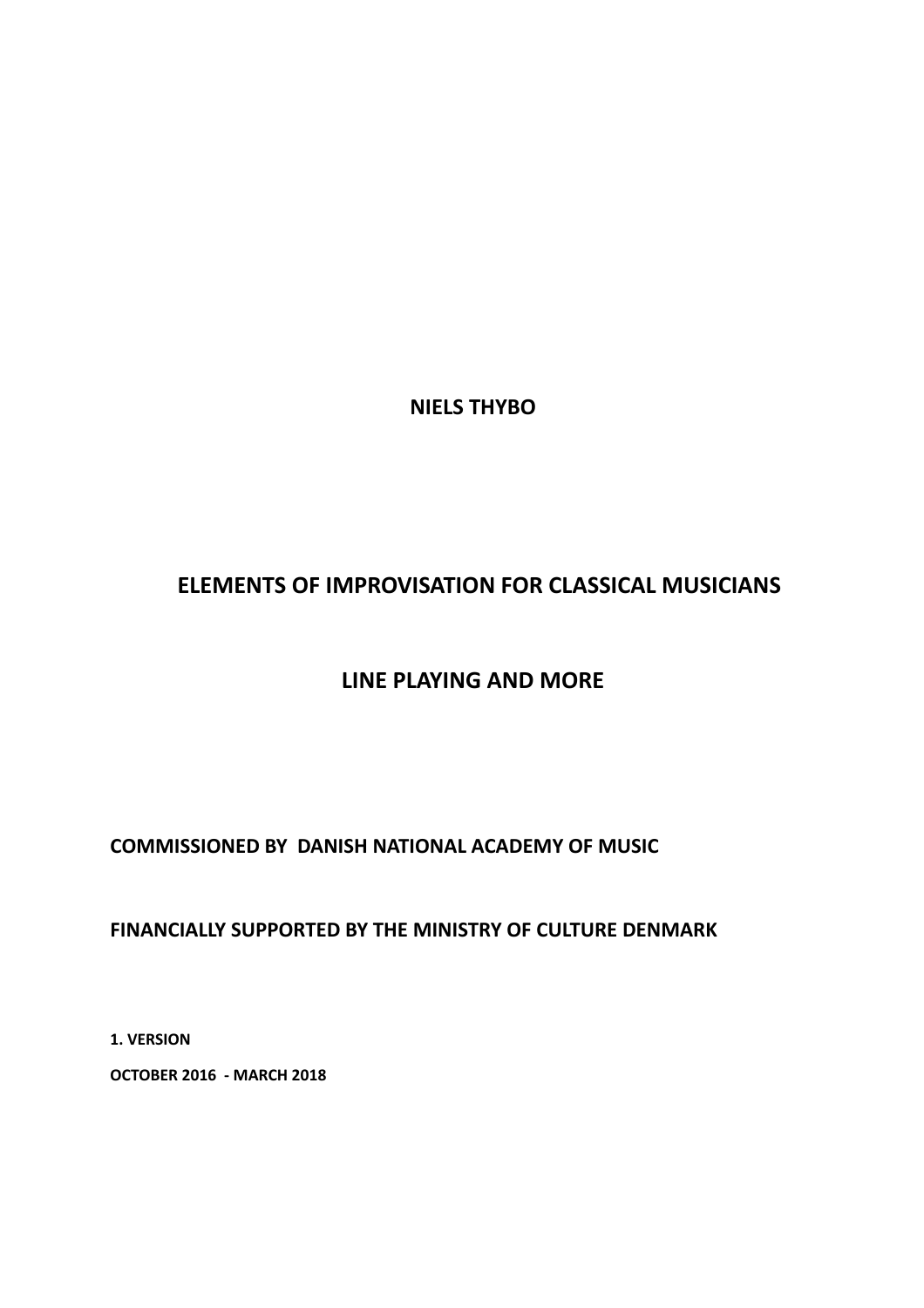**NIELS THYBO**

# ELEMENTS OF IMPROVISATION FOR CLASSICAL MUSICIANS

## LINE PLAYING AND MORE

**COMMISSIONED BY DANISH NATIONAL ACADEMY OF MUSIC**

**FINANCIALLY SUPPORTED BY THE MINISTRY OF CULTURE DENMARK**

**1. VERSION**

**OCTOBER 2016 - MARCH 2018**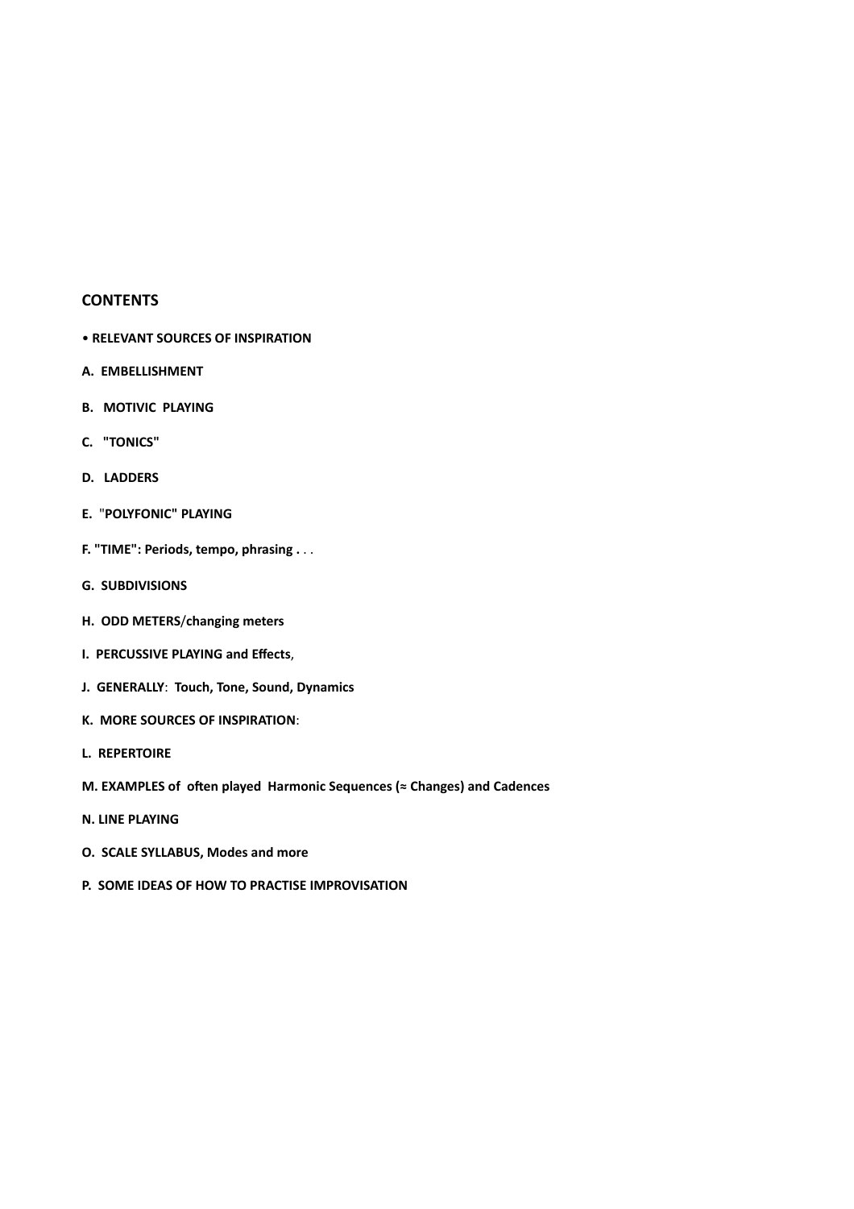## CONTENTS

- **RELEVANT SOURCES OF INSPIRATION**

**A. EMBELLISHMENT**

**B. MOTIVIC PLAYING**

**C. "TONICS"**

**D. LADDERS**

**E. "POLYFONIC" PLAYING**

**F. "TIME": Periods, tempo, phrasing . . .**

**G. SUBDIVISIONS**

**H. ODD METERS/changing meters**

**I. PERCUSSIVE PLAYING and Effects,**

**J. GENERALLY: Touch, Tone, Sound, Dynamics**

**K. MORE SOURCES OF INSPIRATION:**

**L. REPERTOIRE**

**M. EXAMPLES of often played Harmonic Sequences (≈ Changes) and Cadences**

**N. LINE PLAYING**

**O. SCALE SYLLABUS, Modes and more**

**P. SOME IDEAS OF HOW TO PRACTISE IMPROVISATION**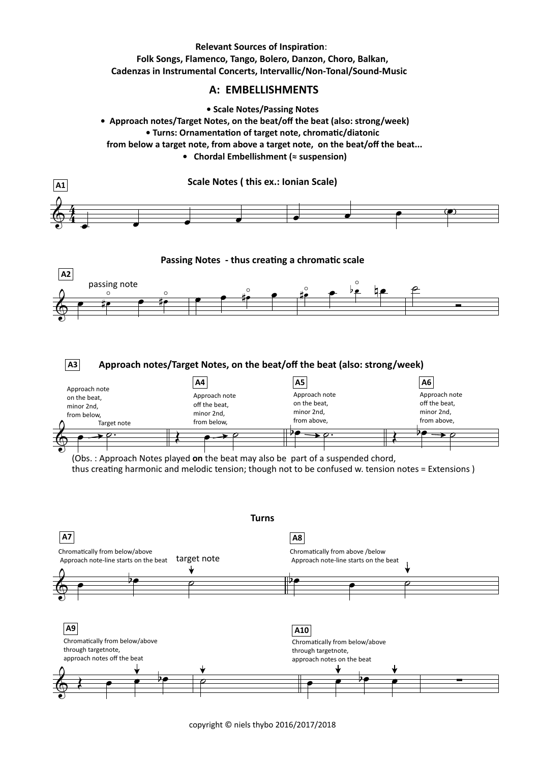**Relevant Sources of Inspiration**:
**Folk Songs, Flamenco, Tango, Bolero, Danzon, Choro, Balkan,**
**Cadenzas in Instrumental Concerts, Intervallic/Non-Tonal/Sound-Music**

## A: EMBELLISHMENTS

- **Scale Notes/Passing Notes**
- **Approach notes/Target Notes, on the beat/off the beat (also: strong/week)**
- **Turns: Ornamentation of target note, chromatic/diatonic from below a target note, from above a target note, on the beat/off the beat...**
- **Chordal Embellishment (≈ suspension)**

**A1** **Scale Notes ( this ex.: Ionian Scale)**

**A2** **Passing Notes - thus creating a chromatic scale**

passing note

**A3** **Approach notes/Target Notes, on the beat/off the beat (also: strong/week)**

Approach note on the beat, minor 2nd, from below, Target note

**A4** Approach note off the beat, minor 2nd, from below,

**A5** Approach note on the beat, minor 2nd, from above,

**A6** Approach note off the beat, minor 2nd, from above,

(Obs. : Approach Notes played **on** the beat may also be part of a suspended chord, thus creating harmonic and melodic tension; though not to be confused w. tension notes = Extensions )

**Turns**

**A7** Chromatically from below/above Approach note-line starts on the beat — target note

**A8** Chromatically from above /below Approach note-line starts on the beat

**A9** Chromatically from below/above through targetnote, approach notes off the beat

**A10** Chromatically from below/above through targetnote, approach notes on the beat

copyright © niels thybo 2016/2017/2018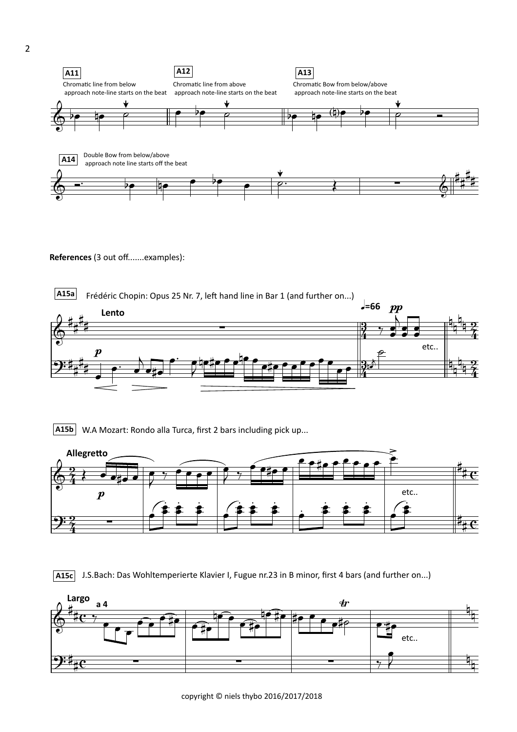**A11**
Chromatic line from below
approach note-line starts on the beat

**A12**
Chromatic line from above
approach note-line starts on the beat

**A13**
Chromatic Bow from below/above
approach note-line starts on the beat

**A14**
Double Bow from below/above
approach note line starts off the beat

**References** (3 out off.......examples):

**A15a** Frédéric Chopin: Opus 25 Nr. 7, left hand line in Bar 1 (and further on...)

Lento

etc..

**A15b** W.A Mozart: Rondo alla Turca, first 2 bars including pick up...

Allegretto

etc..

**A15c** J.S.Bach: Das Wohltemperierte Klavier I, Fugue nr.23 in B minor, first 4 bars (and further on...)

Largo

a 4

etc..

copyright © niels thybo 2016/2017/2018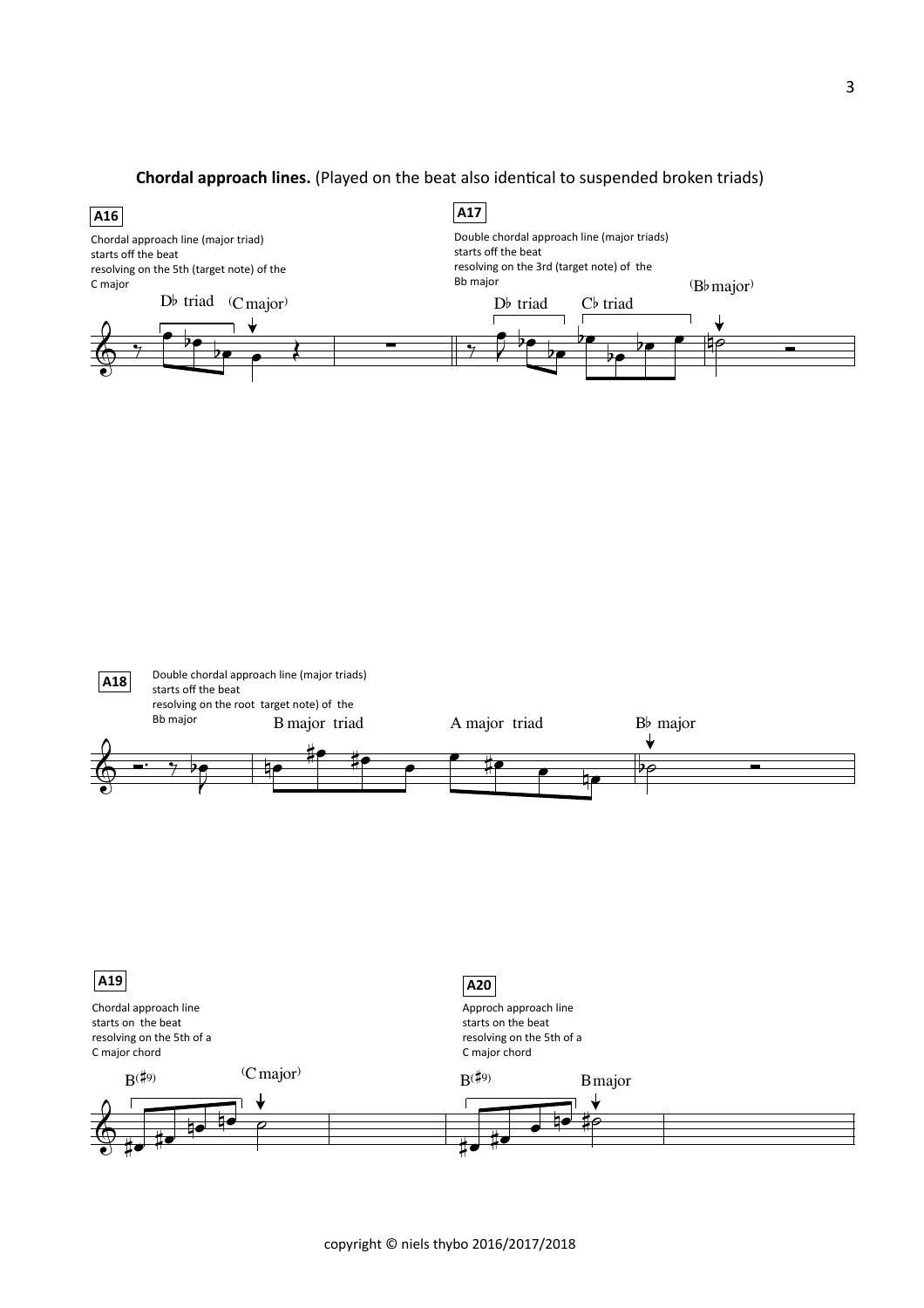**Chordal approach lines.** (Played on the beat also identical to suspended broken triads)

**A16**

Chordal approach line (major triad)
starts off the beat
resolving on the 5th (target note) of the
C major

D♭ triad (C major)

**A17**

Double chordal approach line (major triads)
starts off the beat
resolving on the 3rd (target note) of the
Bb major

D♭ triad C♭ triad (B♭major)

**A18**

Double chordal approach line (major triads)
starts off the beat
resolving on the root target note) of the
Bb major

B major triad A major triad B♭ major

**A19**

Chordal approach line
starts on the beat
resolving on the 5th of a
C major chord

B(♯9) (C major)

**A20**

Approch approach line
starts on the beat
resolving on the 5th of a
C major chord

B(♯9) B major

copyright © niels thybo 2016/2017/2018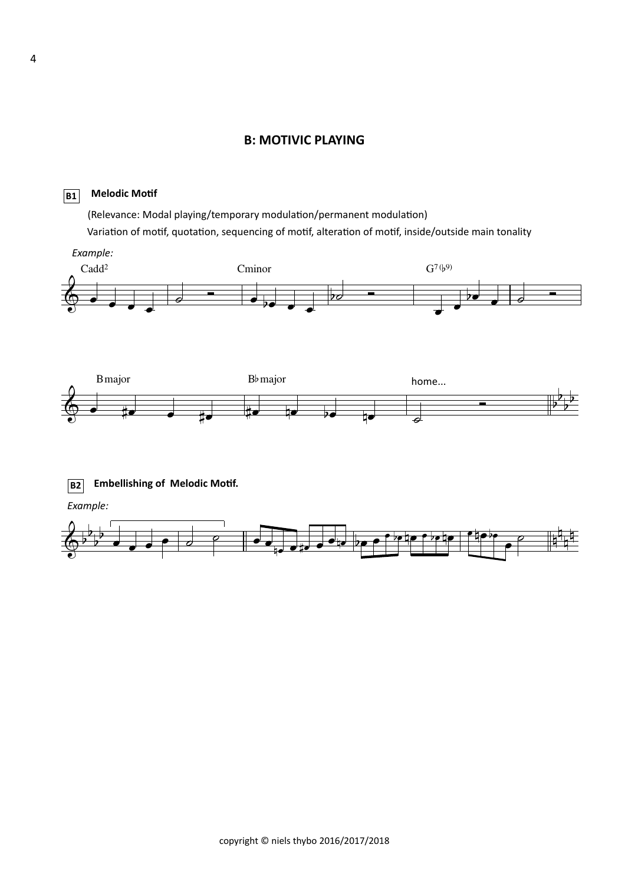## B: MOTIVIC PLAYING

**B1** **Melodic Motif**

(Relevance: Modal playing/temporary modulation/permanent modulation)

Variation of motif, quotation, sequencing of motif, alteration of motif, inside/outside main tonality

*Example:*

Cadd2 Cminor G7(♭9)

B major B♭ major home...

**B2** **Embellishing of Melodic Motif.**

*Example:*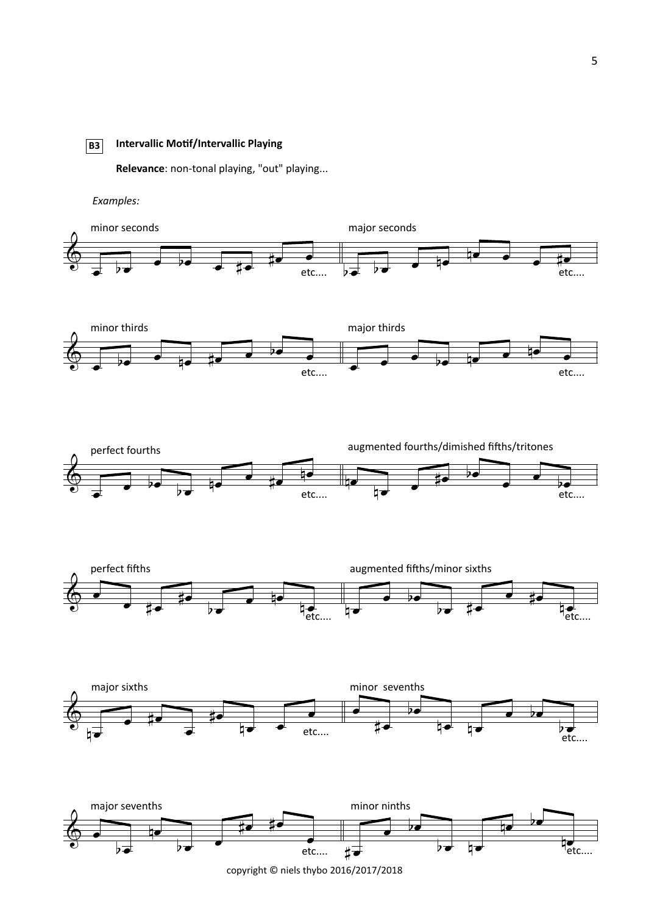**B3** **Intervallic Motif/Intervallic Playing**

**Relevance**: non-tonal playing, "out" playing...

*Examples:*

minor seconds

major seconds

minor thirds

major thirds

perfect fourths

augmented fourths/dimished fifths/tritones

perfect fifths

augmented fifths/minor sixths

major sixths

minor sevenths

major sevenths

minor ninths

copyright © niels thybo 2016/2017/2018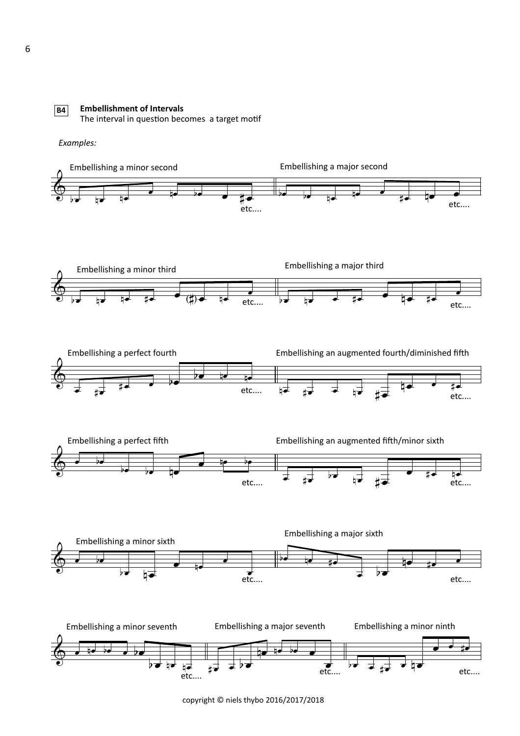**B4** **Embellishment of Intervals**
The interval in question becomes a target motif

*Examples:*

Embellishing a minor second

etc....

Embellishing a major second

etc....

Embellishing a minor third

etc....

Embellishing a major third

etc....

Embellishing a perfect fourth

etc....

Embellishing an augmented fourth/diminished fifth

etc....

Embellishing a perfect fifth

etc....

Embellishing an augmented fifth/minor sixth

etc....

Embellishing a minor sixth

etc....

Embellishing a major sixth

etc....

Embellishing a minor seventh

etc....

Embellishing a major seventh

etc....

Embellishing a minor ninth

etc....

copyright © niels thybo 2016/2017/2018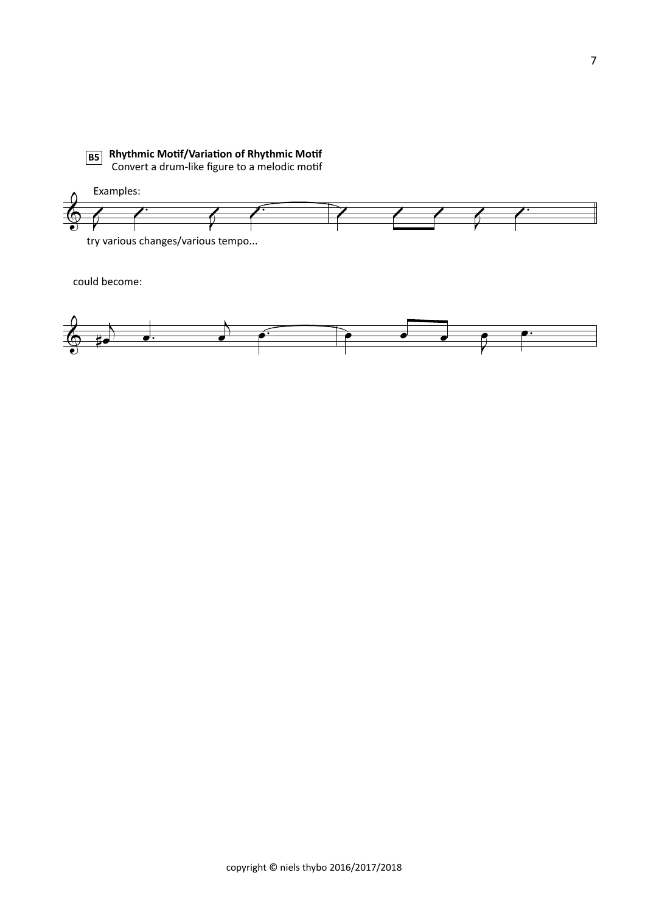**B5** **Rhythmic Motif/Variation of Rhythmic Motif**
Convert a drum-like figure to a melodic motif

Examples:

try various changes/various tempo...

could become: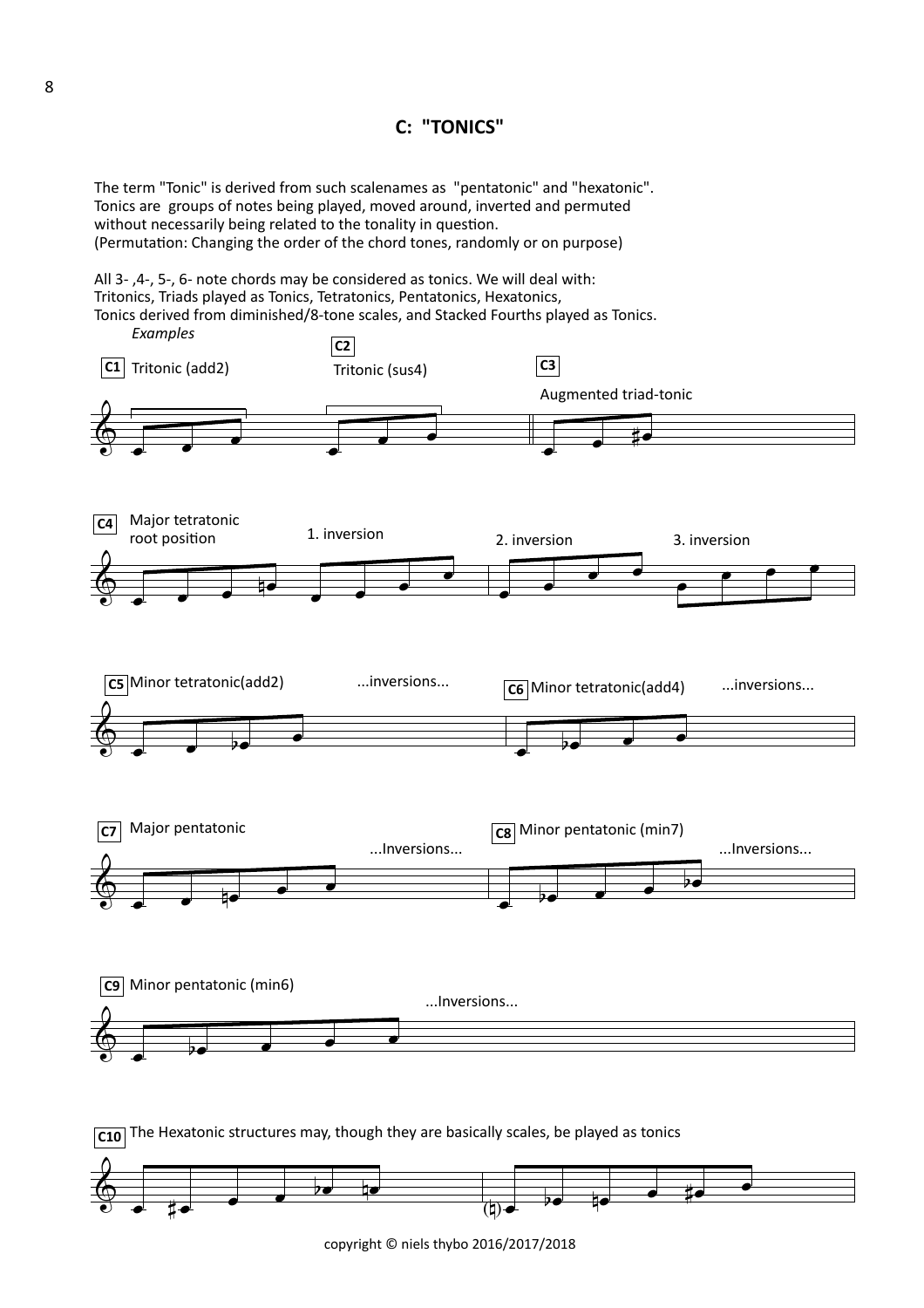## C: "TONICS"

The term "Tonic" is derived from such scalenames as "pentatonic" and "hexatonic".
Tonics are groups of notes being played, moved around, inverted and permuted
without necessarily being related to the tonality in question.
(Permutation: Changing the order of the chord tones, randomly or on purpose)

All 3- ,4-, 5-, 6- note chords may be considered as tonics. We will deal with:
Tritonics, Triads played as Tonics, Tetratonics, Pentatonics, Hexatonics,
Tonics derived from diminished/8-tone scales, and Stacked Fourths played as Tonics.

*Examples*

**C1** Tritonic (add2)

**C2** Tritonic (sus4)

**C3** Augmented triad-tonic

**C4** Major tetratonic root position — 1. inversion — 2. inversion — 3. inversion

**C5** Minor tetratonic(add2) ...inversions...

**C6** Minor tetratonic(add4) ...inversions...

**C7** Major pentatonic ...Inversions...

**C8** Minor pentatonic (min7) ...Inversions...

**C9** Minor pentatonic (min6) ...Inversions...

**C10** The Hexatonic structures may, though they are basically scales, be played as tonics

copyright © niels thybo 2016/2017/2018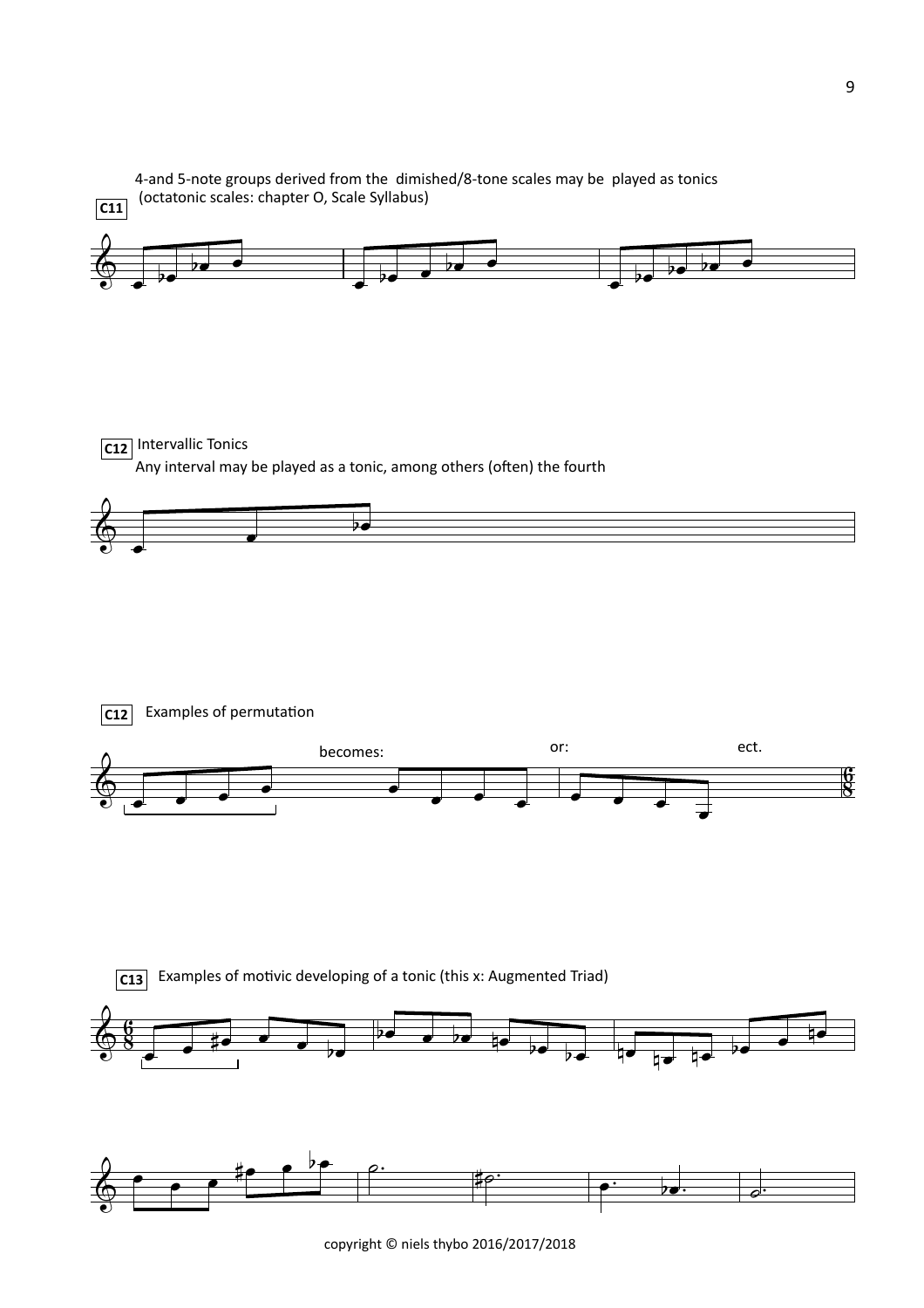**C11** 4-and 5-note groups derived from the dimished/8-tone scales may be played as tonics (octatonic scales: chapter O, Scale Syllabus)

**C12** Intervallic Tonics

Any interval may be played as a tonic, among others (often) the fourth

**C12** Examples of permutation

becomes: or: ect.

**C13** Examples of motivic developing of a tonic (this x: Augmented Triad)

copyright © niels thybo 2016/2017/2018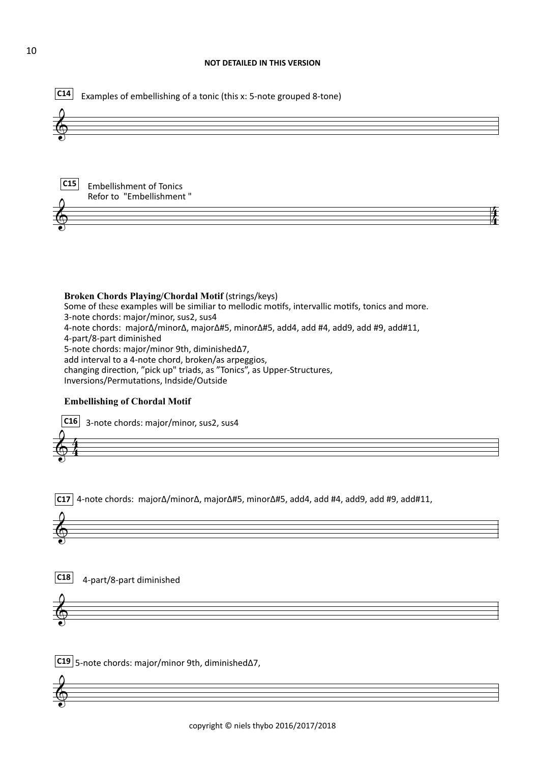**NOT DETAILED IN THIS VERSION**

**C14** Examples of embellishing of a tonic (this x: 5-note grouped 8-tone)

**C15** Embellishment of Tonics
Refor to "Embellishment "

**Broken Chords Playing/Chordal Motif** (strings/keys)
Some of these examples will be similiar to mellodic motifs, intervallic motifs, tonics and more.
3-note chords: major/minor, sus2, sus4
4-note chords: majorΔ/minorΔ, majorΔ#5, minorΔ#5, add4, add #4, add9, add #9, add#11,
4-part/8-part diminished
5-note chords: major/minor 9th, diminishedΔ7,
add interval to a 4-note chord, broken/as arpeggios,
changing direction, "pick up" triads, as "Tonics", as Upper-Structures,
Inversions/Permutations, Indside/Outside

**Embellishing of Chordal Motif**

**C16** 3-note chords: major/minor, sus2, sus4

**C17** 4-note chords: majorΔ/minorΔ, majorΔ#5, minorΔ#5, add4, add #4, add9, add #9, add#11,

**C18** 4-part/8-part diminished

**C19** 5-note chords: major/minor 9th, diminishedΔ7,

copyright © niels thybo 2016/2017/2018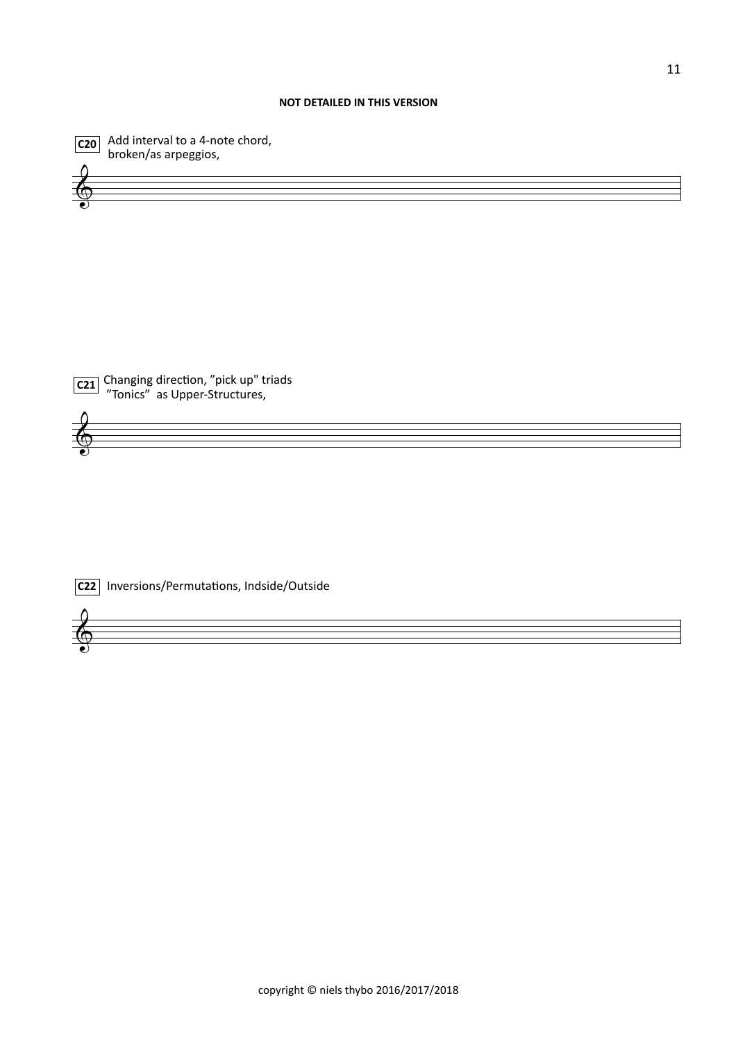**NOT DETAILED IN THIS VERSION**

**C20** Add interval to a 4-note chord, broken/as arpeggios,

**C21** Changing direction, "pick up" triads "Tonics" as Upper-Structures,

**C22** Inversions/Permutations, Indside/Outside

copyright © niels thybo 2016/2017/2018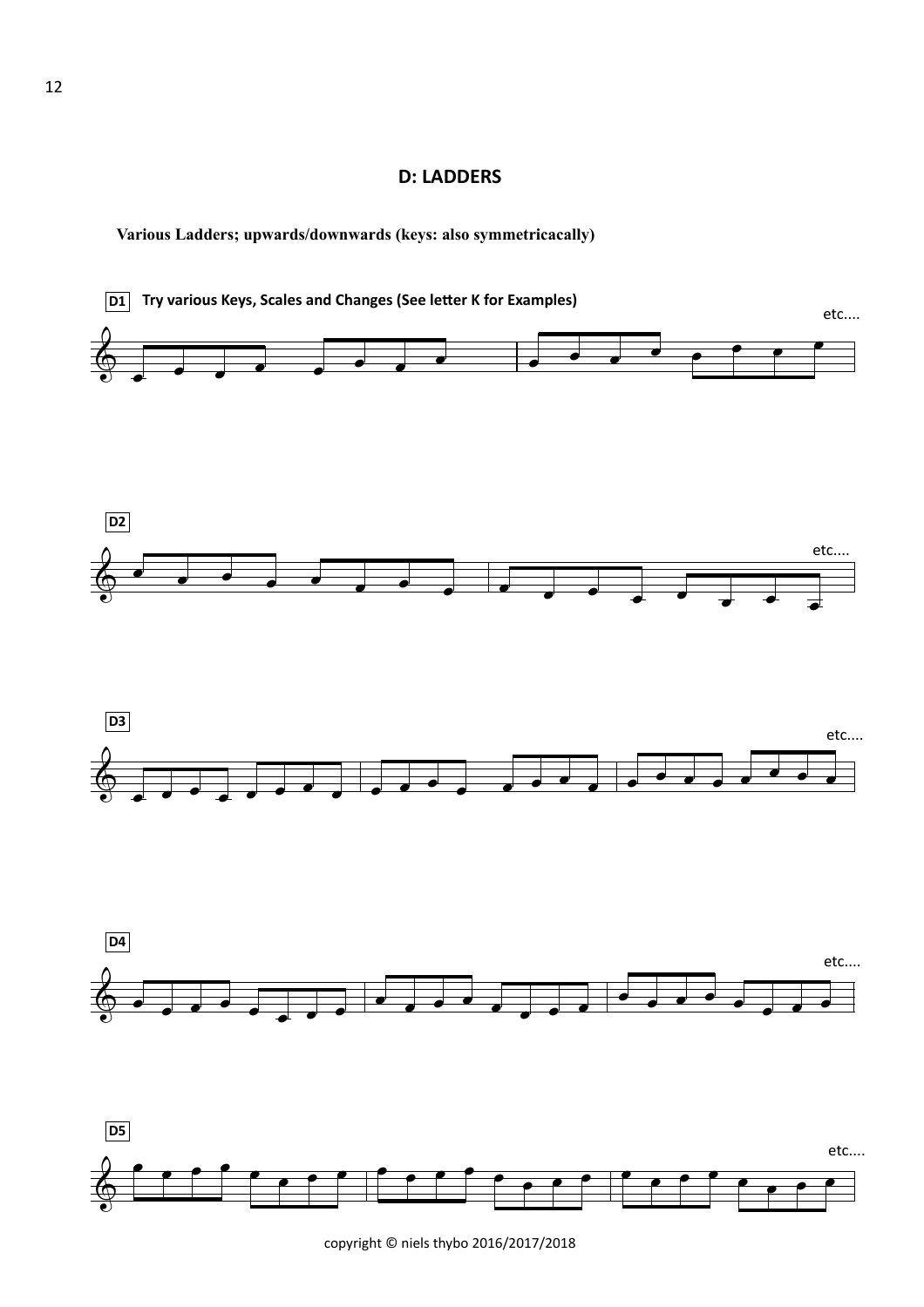## D: LADDERS

**Various Ladders; upwards/downwards (keys: also symmetricacally)**

**D1** **Try various Keys, Scales and Changes (See letter K for Examples)**

etc....

**D2**

etc....

**D3**

etc....

**D4**

etc....

**D5**

etc....

copyright © niels thybo 2016/2017/2018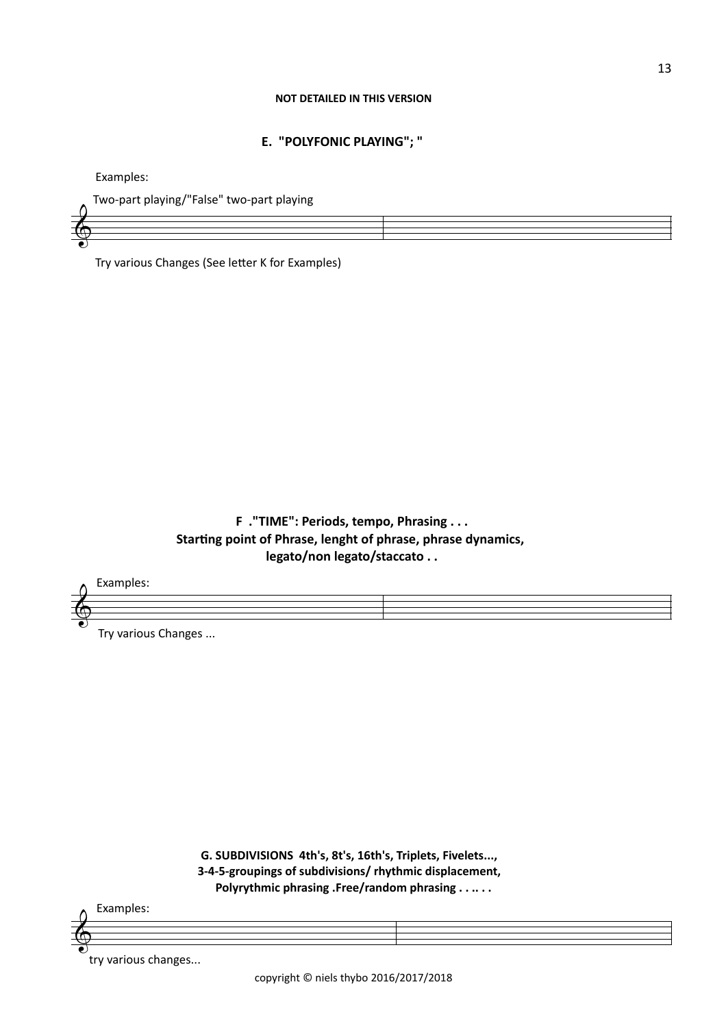**NOT DETAILED IN THIS VERSION**

## E. "POLYFONIC PLAYING"; "

Examples:

Two-part playing/"False" two-part playing

Try various Changes (See letter K for Examples)

## F ."TIME": Periods, tempo, Phrasing . . . Starting point of Phrase, lenght of phrase, phrase dynamics, legato/non legato/staccato . .

Examples:

Try various Changes ...

## G. SUBDIVISIONS 4th's, 8t's, 16th's, Triplets, Fivelets..., 3-4-5-groupings of subdivisions/ rhythmic displacement, Polyrythmic phrasing .Free/random phrasing . . .. . .

Examples:

try various changes...

copyright © niels thybo 2016/2017/2018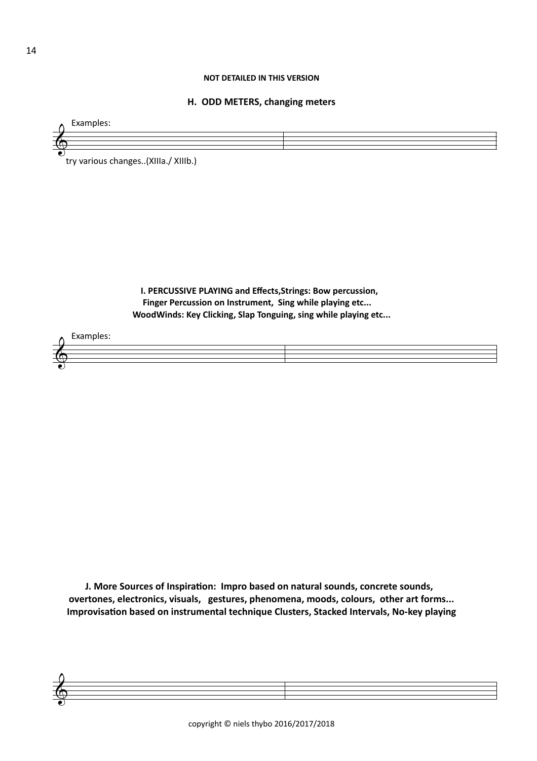**NOT DETAILED IN THIS VERSION**

## H. ODD METERS, changing meters

Examples:

try various changes..(XIIIa./ XIIIb.)

## I. PERCUSSIVE PLAYING and Effects,Strings: Bow percussion, Finger Percussion on Instrument, Sing while playing etc... WoodWinds: Key Clicking, Slap Tonguing, sing while playing etc...

Examples:

## J. More Sources of Inspiration: Impro based on natural sounds, concrete sounds, overtones, electronics, visuals, gestures, phenomena, moods, colours, other art forms... Improvisation based on instrumental technique Clusters, Stacked Intervals, No-key playing

copyright © niels thybo 2016/2017/2018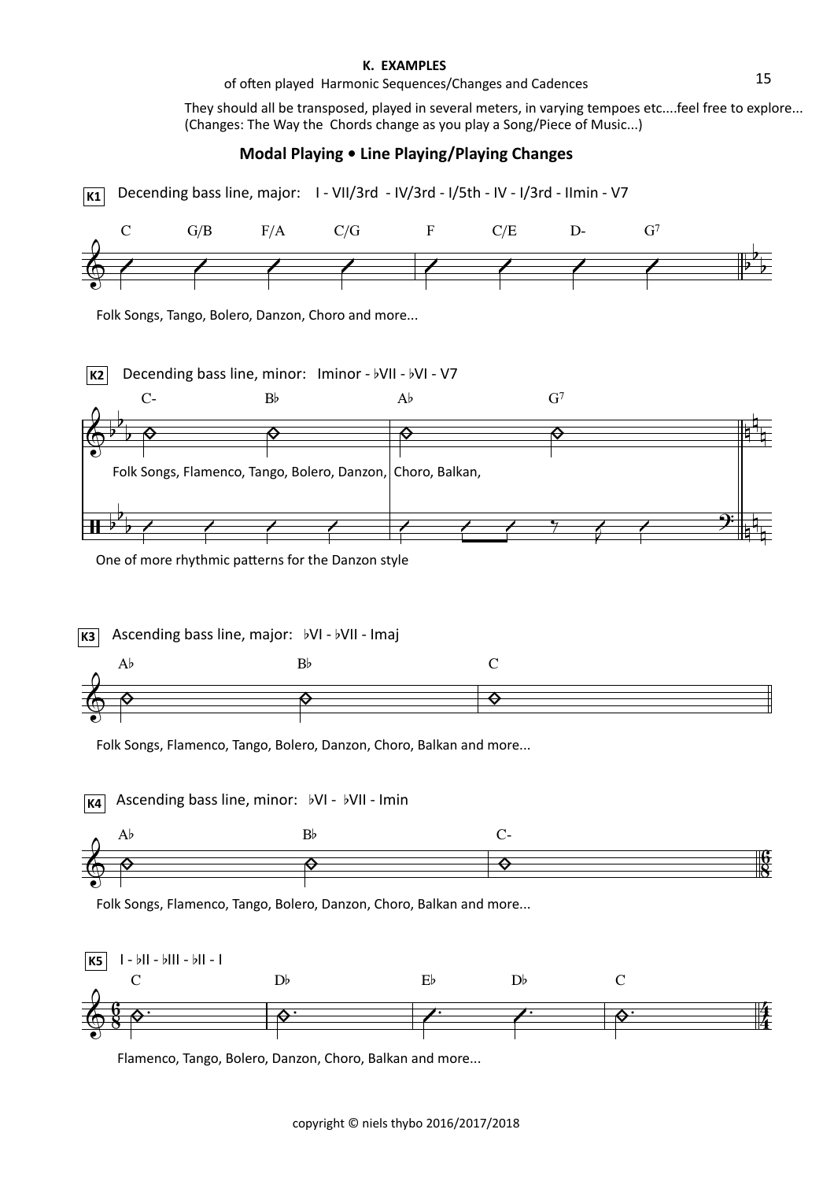# K. EXAMPLES

of often played Harmonic Sequences/Changes and Cadences

They should all be transposed, played in several meters, in varying tempoes etc....feel free to explore...
(Changes: The Way the Chords change as you play a Song/Piece of Music...)

## Modal Playing • Line Playing/Playing Changes

**K1** Decending bass line, major: I - VII/3rd - IV/3rd - I/5th - IV - I/3rd - IImin - V7

C G/B F/A C/G | F C/E D- G7

Folk Songs, Tango, Bolero, Danzon, Choro and more...

**K2** Decending bass line, minor: Iminor - ♭VII - ♭VI - V7

C- B♭ | A♭ G7

Folk Songs, Flamenco, Tango, Bolero, Danzon, Choro, Balkan,

One of more rhythmic patterns for the Danzon style

**K3** Ascending bass line, major: ♭VI - ♭VII - Imaj

A♭ B♭ | C

Folk Songs, Flamenco, Tango, Bolero, Danzon, Choro, Balkan and more...

**K4** Ascending bass line, minor: ♭VI - ♭VII - Imin

A♭ B♭ | C-

Folk Songs, Flamenco, Tango, Bolero, Danzon, Choro, Balkan and more...

**K5** I - ♭II - ♭III - ♭II - I

C | D♭ | E♭ D♭ | C

Flamenco, Tango, Bolero, Danzon, Choro, Balkan and more...

copyright © niels thybo 2016/2017/2018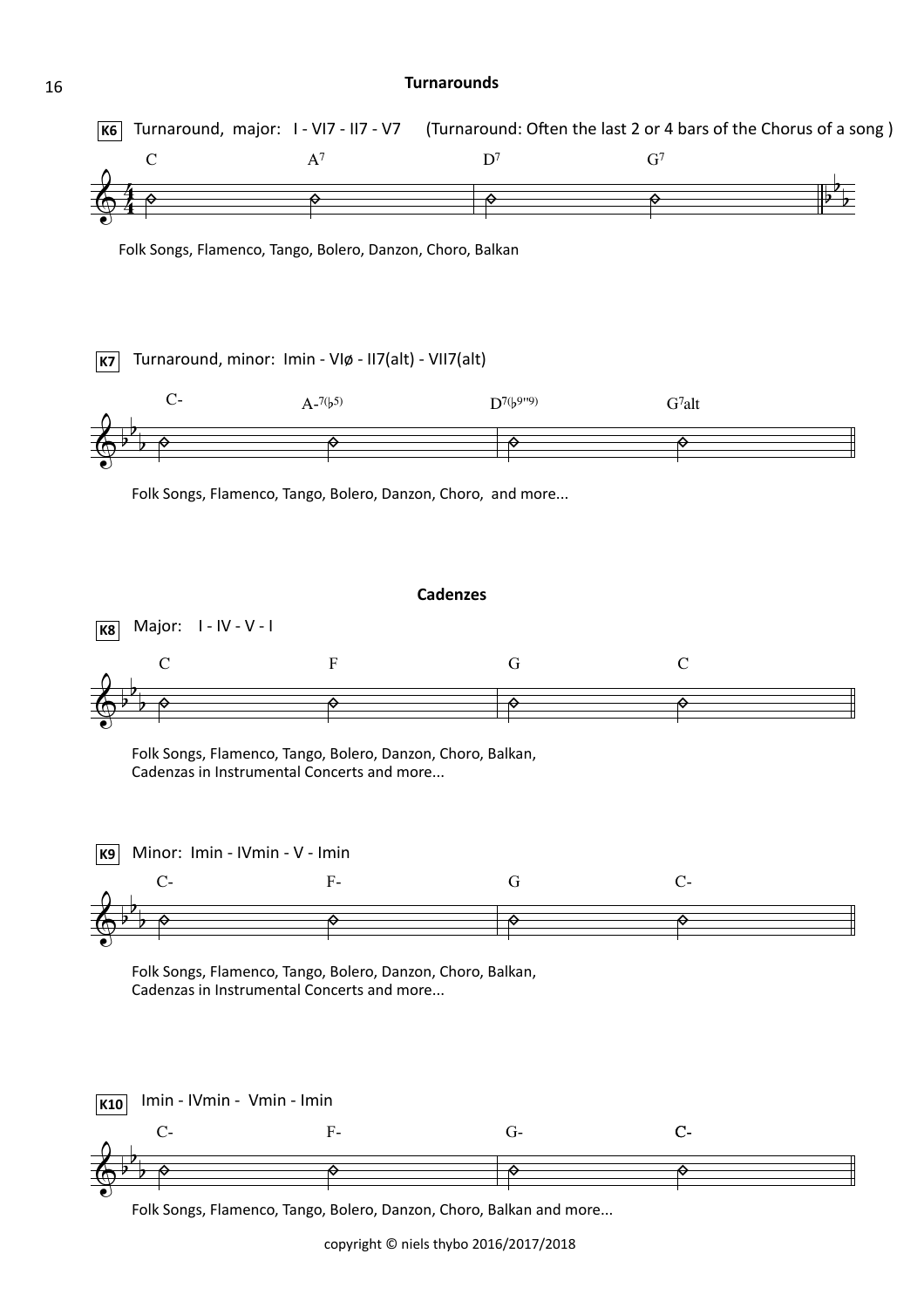## Turnarounds

**K6** Turnaround, major: I - VI7 - II7 - V7 (Turnaround: Often the last 2 or 4 bars of the Chorus of a song )

C A7 | D7 G7

Folk Songs, Flamenco, Tango, Bolero, Danzon, Choro, Balkan

**K7** Turnaround, minor: Imin - VIø - II7(alt) - VII7(alt)

C- A-7(♭5) | D7(♭9"9) G7alt

Folk Songs, Flamenco, Tango, Bolero, Danzon, Choro, and more...

## Cadenzes

**K8** Major: I - IV - V - I

C F | G C

Folk Songs, Flamenco, Tango, Bolero, Danzon, Choro, Balkan,
Cadenzas in Instrumental Concerts and more...

**K9** Minor: Imin - IVmin - V - Imin

C- F- | G C-

Folk Songs, Flamenco, Tango, Bolero, Danzon, Choro, Balkan,
Cadenzas in Instrumental Concerts and more...

**K10** Imin - IVmin - Vmin - Imin

C- F- | G- C-

Folk Songs, Flamenco, Tango, Bolero, Danzon, Choro, Balkan and more...

copyright © niels thybo 2016/2017/2018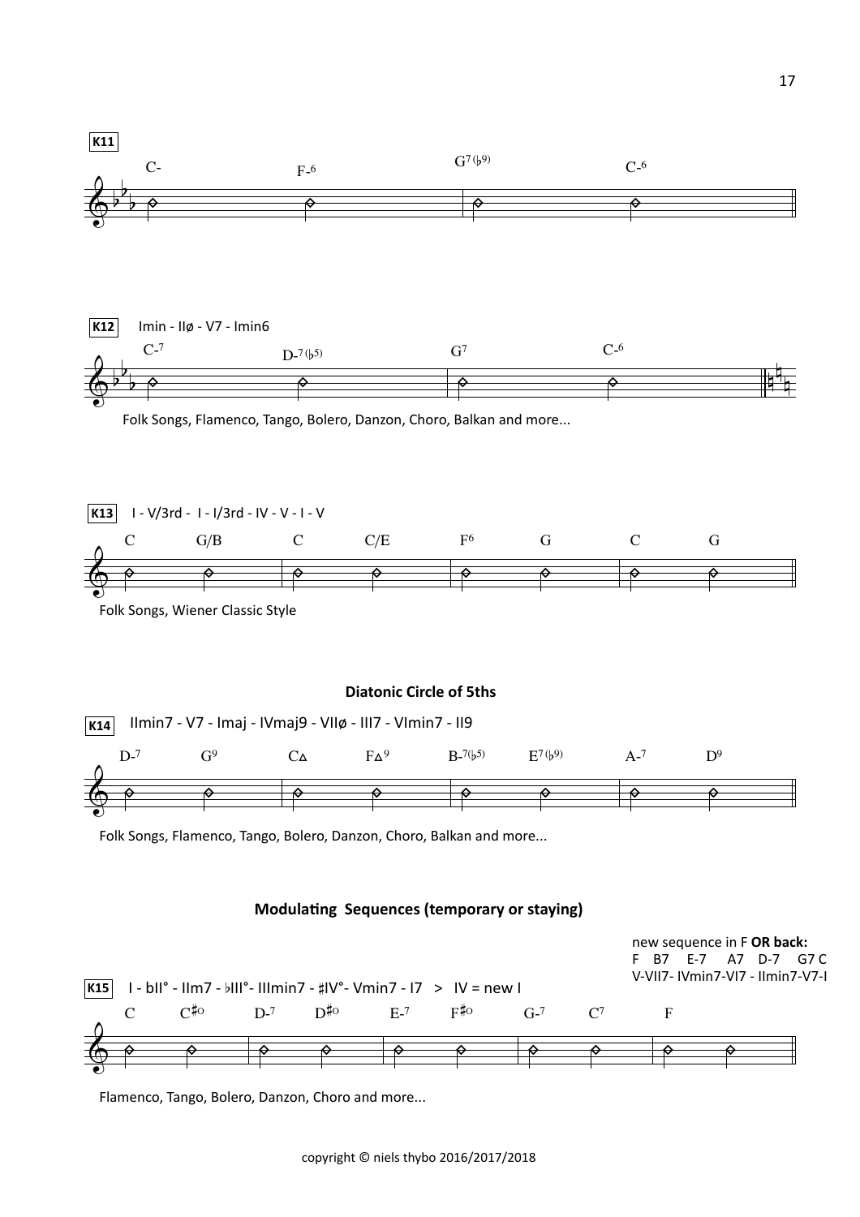**K11**

C-　F-6　G7(♭9)　C-6

**K12** Imin - IIø - V7 - Imin6

C-7　D-7(♭5)　G7　C-6

Folk Songs, Flamenco, Tango, Bolero, Danzon, Choro, Balkan and more...

**K13** I - V/3rd - I - I/3rd - IV - V - I - V

C　G/B　C　C/E　F6　G　C　G

Folk Songs, Wiener Classic Style

### Diatonic Circle of 5ths

**K14** IImin7 - V7 - Imaj - IVmaj9 - VIIø - III7 - VImin7 - II9

D-7　G9　CΔ　FΔ9　B-7(♭5)　E7(♭9)　A-7　D9

Folk Songs, Flamenco, Tango, Bolero, Danzon, Choro, Balkan and more...

### Modulating Sequences (temporary or staying)

new sequence in F **OR back:**
F B7 E-7 A7 D-7 G7 C
V-VII7- IVmin7-VI7 - IImin7-V7-I

**K15** I - bII° - IIm7 - ♭III°- IIImin7 - ♯IV°- Vmin7 - I7 > IV = new I

C　C♯o　D-7　D♯o　E-7　F♯o　G-7　C7　F

Flamenco, Tango, Bolero, Danzon, Choro and more...

copyright © niels thybo 2016/2017/2018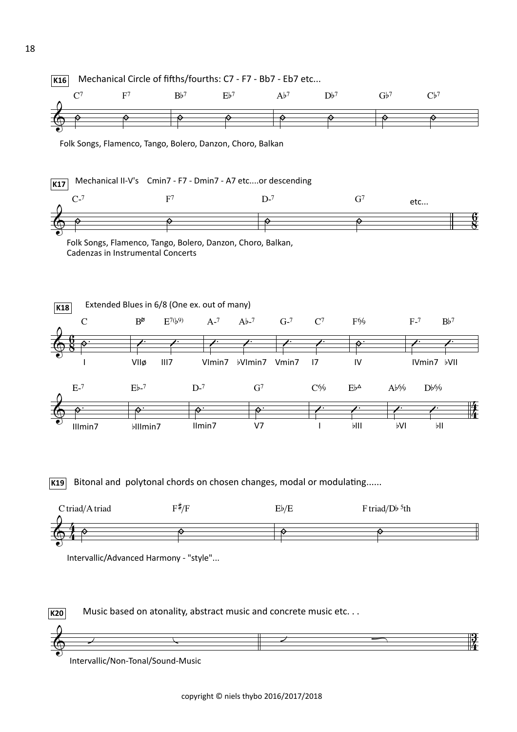**K16** Mechanical Circle of fifths/fourths: C7 - F7 - Bb7 - Eb7 etc...

C7 F7 B♭7 E♭7 A♭7 D♭7 G♭7 C♭7

Folk Songs, Flamenco, Tango, Bolero, Danzon, Choro, Balkan

**K17** Mechanical II-V's Cmin7 - F7 - Dmin7 - A7 etc....or descending

C-7 F7 D-7 G7 etc...

Folk Songs, Flamenco, Tango, Bolero, Danzon, Choro, Balkan,
Cadenzas in Instrumental Concerts

**K18** Extended Blues in 6/8 (One ex. out of many)

C Bø E7(♭9) A-7 A♭-7 G-7 C7 F6/9 F-7 B♭7

I VIIø III7 VImin7 ♭VImin7 Vmin7 I7 IV IVmin7 ♭VII

E-7 E♭-7 D-7 G7 C6/9 E♭Δ A♭6/9 D♭6/9

IIImin7 ♭IIImin7 IImin7 V7 I ♭III ♭VI ♭II

**K19** Bitonal and polytonal chords on chosen changes, modal or modulating......

C triad/A triad F♯/F E♭/E F triad/D♭ 5th

Intervallic/Advanced Harmony - "style"...

**K20** Music based on atonality, abstract music and concrete music etc. . .

Intervallic/Non-Tonal/Sound-Music

copyright © niels thybo 2016/2017/2018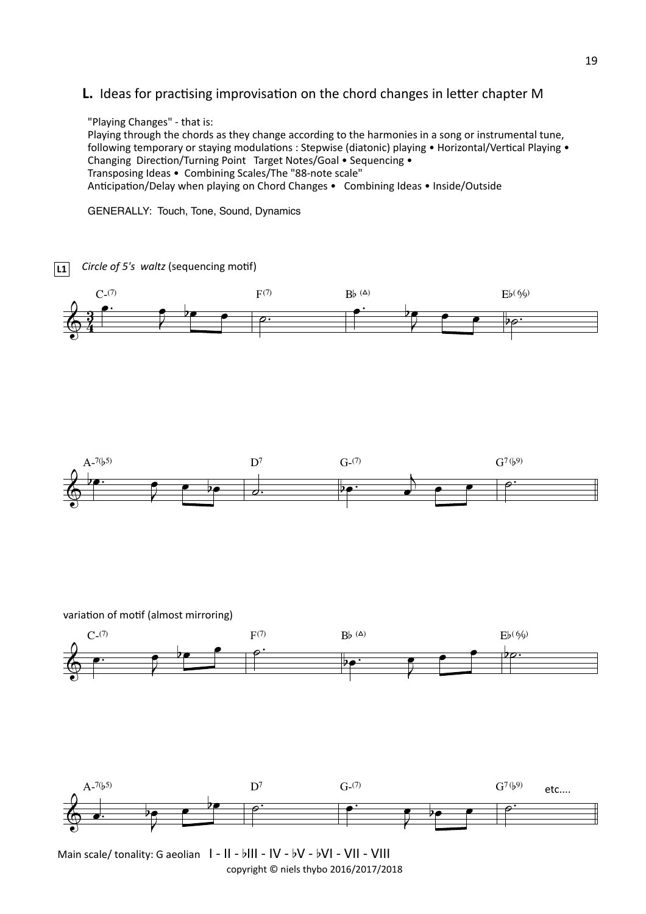## L. Ideas for practising improvisation on the chord changes in letter chapter M

"Playing Changes" - that is:
Playing through the chords as they change according to the harmonies in a song or instrumental tune, following temporary or staying modulations : Stepwise (diatonic) playing • Horizontal/Vertical Playing • Changing Direction/Turning Point Target Notes/Goal • Sequencing •
Transposing Ideas • Combining Scales/The "88-note scale"
Anticipation/Delay when playing on Chord Changes • Combining Ideas • Inside/Outside

GENERALLY: Touch, Tone, Sound, Dynamics

**L1** *Circle of 5's waltz* (sequencing motif)

C-(7) F(7) B♭ (Δ) E♭(6/9)

A-7(♭5) D7 G-(7) G7(♭9)

variation of motif (almost mirroring)

C-(7) F(7) B♭ (Δ) E♭(6/9)

A-7(♭5) D7 G-(7) G7(♭9) etc....

Main scale/ tonality: G aeolian I - II - ♭III - IV - ♭V - ♭VI - VII - VIII

copyright © niels thybo 2016/2017/2018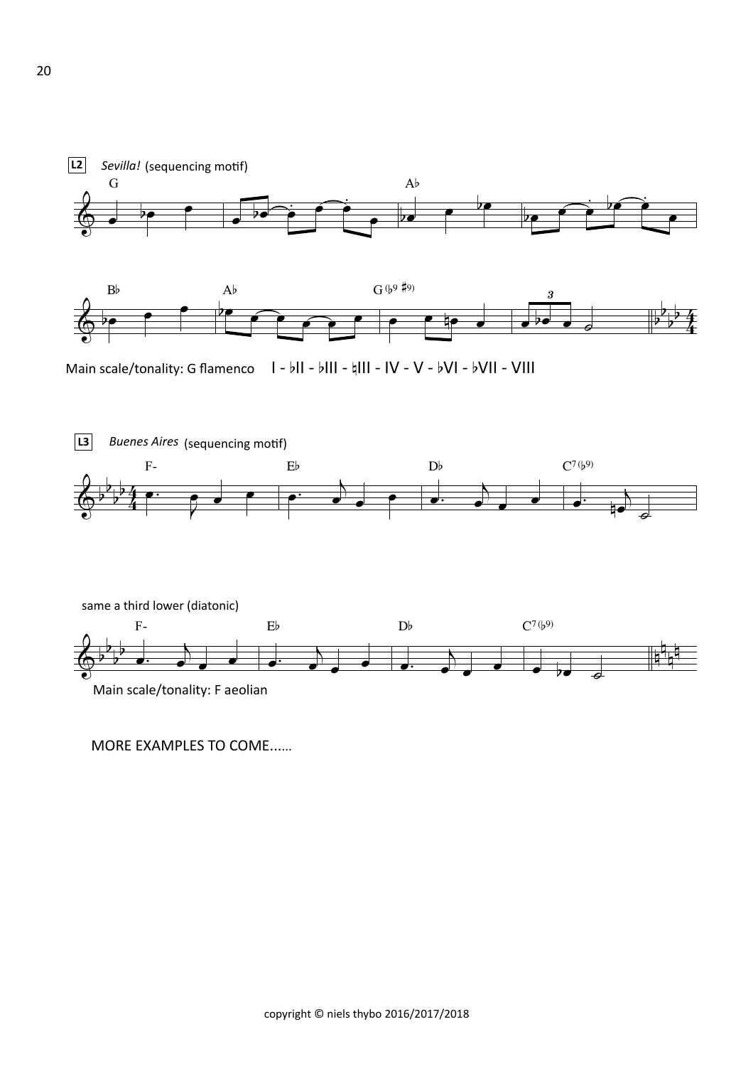**L2** *Sevilla!* (sequencing motif)

G — A♭

B♭ — A♭ — G (♭9 ♯9)

Main scale/tonality: G flamenco I - ♭II - ♭III - ♮III - IV - V - ♭VI - ♭VII - VIII

**L3** *Buenes Aires* (sequencing motif)

F- — E♭ — D♭ — C7 (♭9)

same a third lower (diatonic)

F- — E♭ — D♭ — C7 (♭9)

Main scale/tonality: F aeolian

MORE EXAMPLES TO COME......

copyright © niels thybo 2016/2017/2018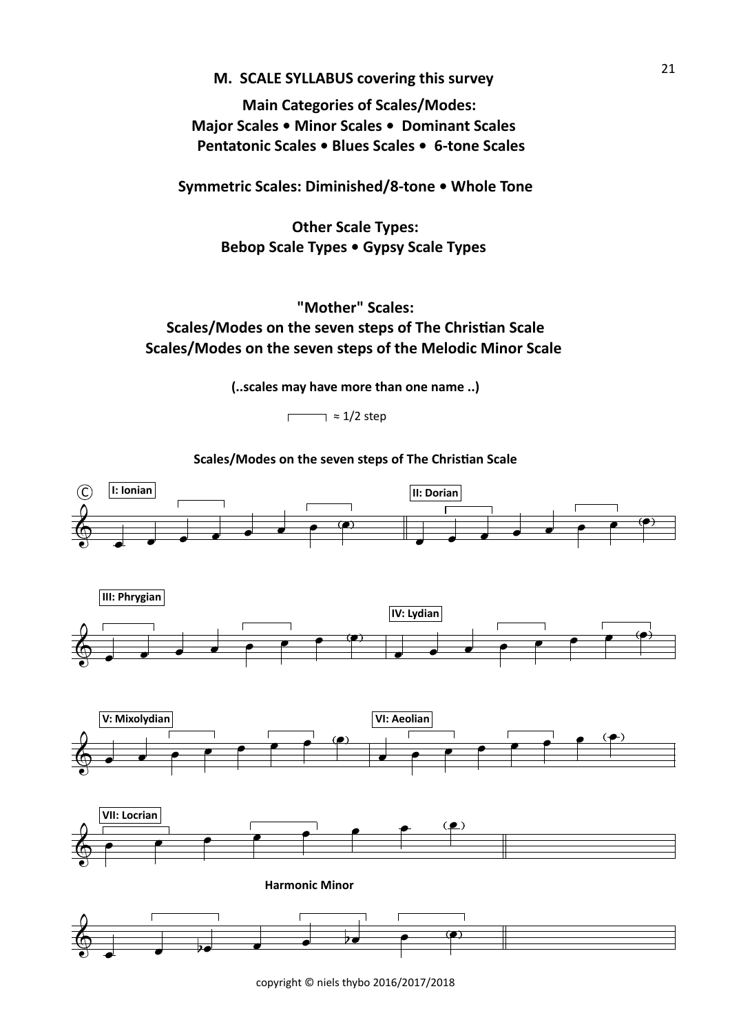## M. SCALE SYLLABUS covering this survey

**Main Categories of Scales/Modes:**
**Major Scales • Minor Scales • Dominant Scales**
**Pentatonic Scales • Blues Scales • 6-tone Scales**

**Symmetric Scales: Diminished/8-tone • Whole Tone**

**Other Scale Types:**
**Bebop Scale Types • Gypsy Scale Types**

**"Mother" Scales:**
**Scales/Modes on the seven steps of The Christian Scale**
**Scales/Modes on the seven steps of the Melodic Minor Scale**

**(..scales may have more than one name ..)**

⌐¬ ≈ 1/2 step

**Scales/Modes on the seven steps of The Christian Scale**

I: Ionian

II: Dorian

III: Phrygian

IV: Lydian

V: Mixolydian

VI: Aeolian

VII: Locrian

**Harmonic Minor**

copyright © niels thybo 2016/2017/2018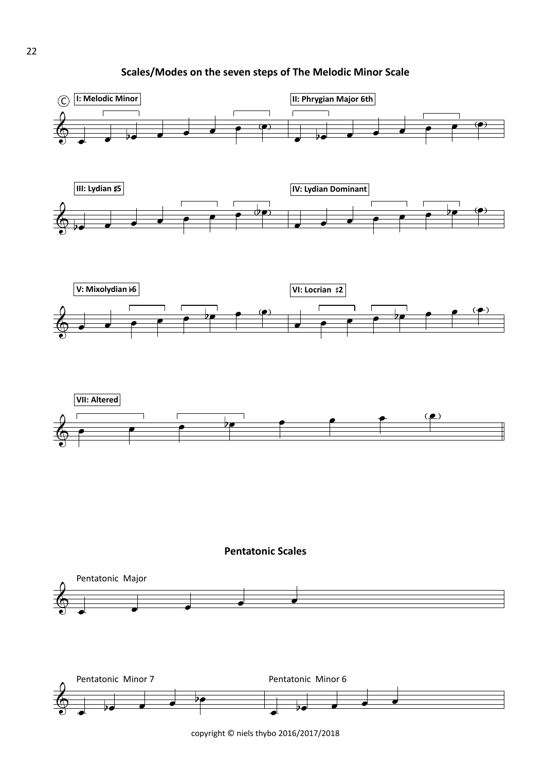## Scales/Modes on the seven steps of The Melodic Minor Scale

I: Melodic Minor

II: Phrygian Major 6th

III: Lydian ♯5

IV: Lydian Dominant

V: Mixolydian ♭6

VI: Locrian ♯2

VII: Altered

## Pentatonic Scales

Pentatonic Major

Pentatonic Minor 7

Pentatonic Minor 6

copyright © niels thybo 2016/2017/2018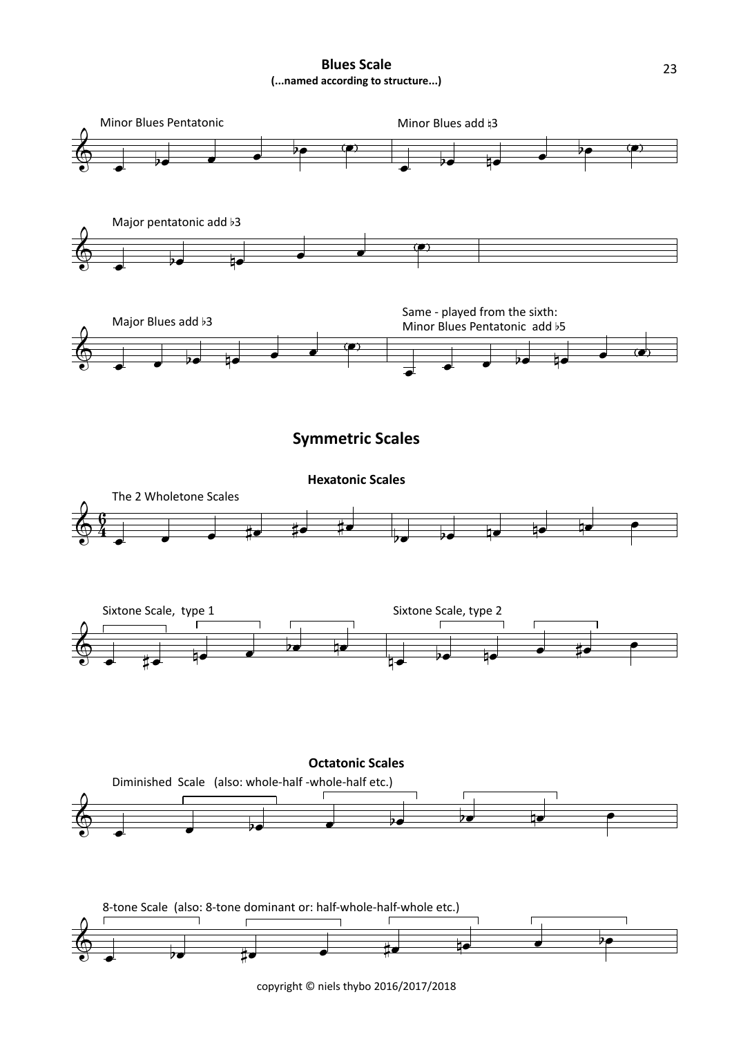## Blues Scale

**(...named according to structure...)**

Minor Blues Pentatonic

Minor Blues add ♮3

Major pentatonic add ♭3

Major Blues add ♭3

Same - played from the sixth:
Minor Blues Pentatonic add ♭5

## Symmetric Scales

### Hexatonic Scales

The 2 Wholetone Scales

Sixtone Scale, type 1

Sixtone Scale, type 2

### Octatonic Scales

Diminished Scale (also: whole-half -whole-half etc.)

8-tone Scale (also: 8-tone dominant or: half-whole-half-whole etc.)

copyright © niels thybo 2016/2017/2018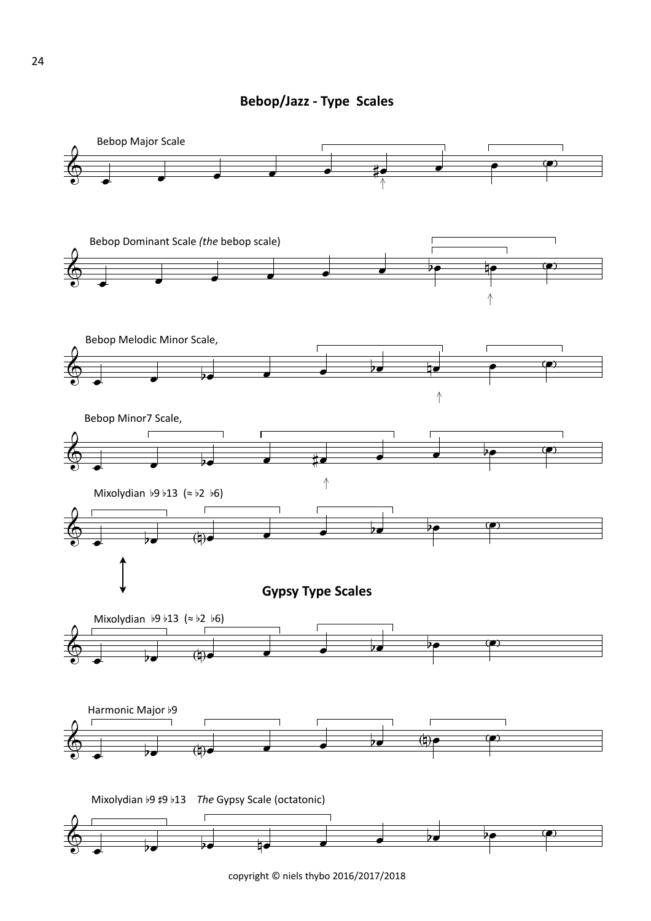## Bebop/Jazz - Type Scales

Bebop Major Scale

Bebop Dominant Scale *(the* bebop scale)

Bebop Melodic Minor Scale,

Bebop Minor7 Scale,

Mixolydian ♭9 ♭13 (≈ ♭2 ♭6)

## Gypsy Type Scales

Mixolydian ♭9 ♭13 (≈ ♭2 ♭6)

Harmonic Major ♭9

Mixolydian ♭9 ♯9 ♭13 *The* Gypsy Scale (octatonic)

copyright © niels thybo 2016/2017/2018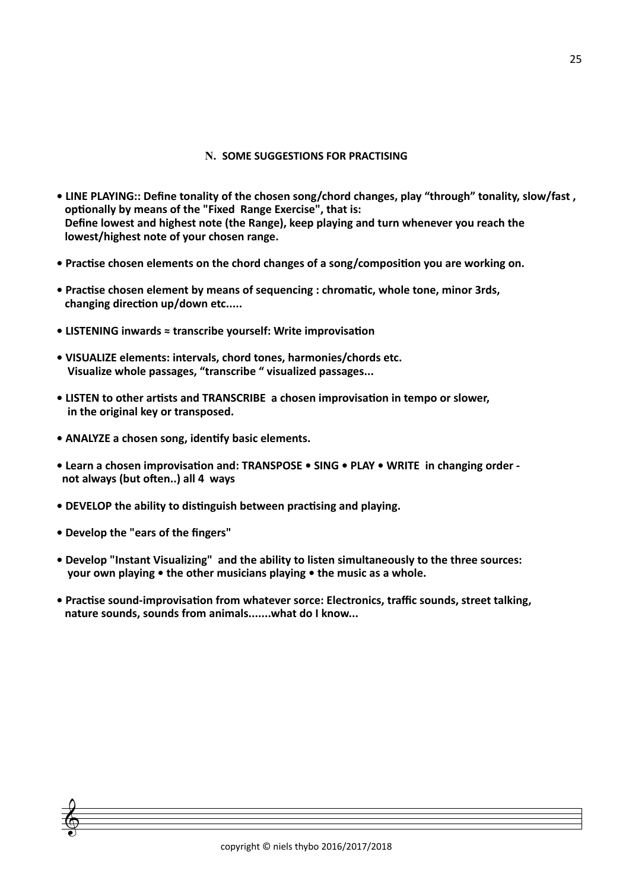## N. SOME SUGGESTIONS FOR PRACTISING

- **LINE PLAYING:: Define tonality of the chosen song/chord changes, play “through” tonality, slow/fast , optionally by means of the "Fixed Range Exercise", that is: Define lowest and highest note (the Range), keep playing and turn whenever you reach the lowest/highest note of your chosen range.**

- **Practise chosen elements on the chord changes of a song/composition you are working on.**

- **Practise chosen element by means of sequencing : chromatic, whole tone, minor 3rds, changing direction up/down etc.....**

- **LISTENING inwards ≈ transcribe yourself: Write improvisation**

- **VISUALIZE elements: intervals, chord tones, harmonies/chords etc. Visualize whole passages, “transcribe “ visualized passages...**

- **LISTEN to other artists and TRANSCRIBE a chosen improvisation in tempo or slower, in the original key or transposed.**

- **ANALYZE a chosen song, identify basic elements.**

- **Learn a chosen improvisation and: TRANSPOSE • SING • PLAY • WRITE in changing order - not always (but often..) all 4 ways**

- **DEVELOP the ability to distinguish between practising and playing.**

- **Develop the "ears of the fingers"**

- **Develop "Instant Visualizing" and the ability to listen simultaneously to the three sources: your own playing • the other musicians playing • the music as a whole.**

- **Practise sound-improvisation from whatever sorce: Electronics, traffic sounds, street talking, nature sounds, sounds from animals.......what do I know...**

copyright © niels thybo 2016/2017/2018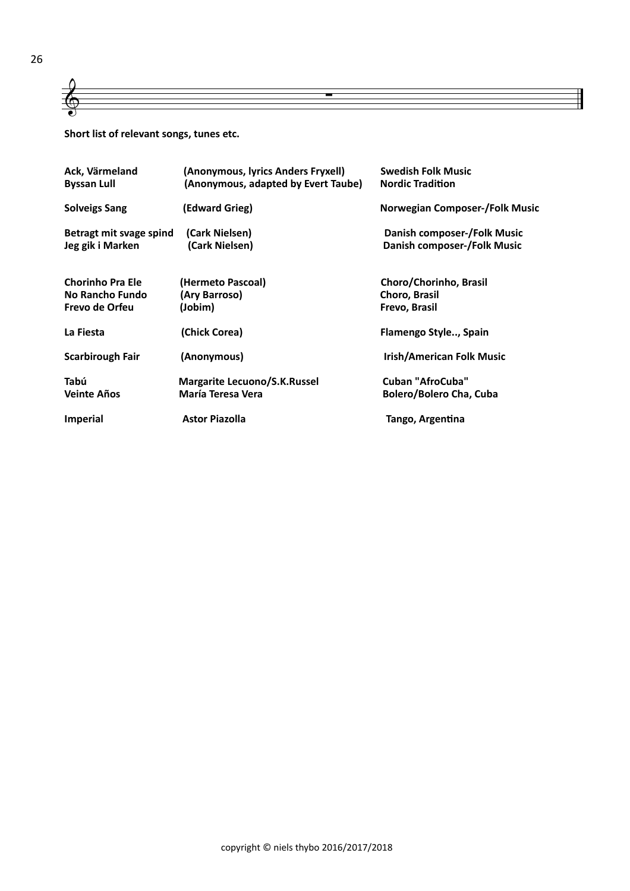**Short list of relevant songs, tunes etc.**

| | | |
|---|---|---|
| **Ack, Värmeland** | **(Anonymous, lyrics Anders Fryxell)** | **Swedish Folk Music** |
| **Byssan Lull** | **(Anonymous, adapted by Evert Taube)** | **Nordic Tradition** |
| **Solveigs Sang** | **(Edward Grieg)** | **Norwegian Composer-/Folk Music** |
| **Betragt mit svage spind** | **(Cark Nielsen)** | **Danish composer-/Folk Music** |
| **Jeg gik i Marken** | **(Cark Nielsen)** | **Danish composer-/Folk Music** |
| **Chorinho Pra Ele** | **(Hermeto Pascoal)** | **Choro/Chorinho, Brasil** |
| **No Rancho Fundo** | **(Ary Barroso)** | **Choro, Brasil** |
| **Frevo de Orfeu** | **(Jobim)** | **Frevo, Brasil** |
| **La Fiesta** | **(Chick Corea)** | **Flamengo Style.., Spain** |
| **Scarbirough Fair** | **(Anonymous)** | **Irish/American Folk Music** |
| **Tabú** | **Margarite Lecuono/S.K.Russel** | **Cuban "AfroCuba"** |
| **Veinte Años** | **María Teresa Vera** | **Bolero/Bolero Cha, Cuba** |
| **Imperial** | **Astor Piazolla** | **Tango, Argentina** |

copyright © niels thybo 2016/2017/2018